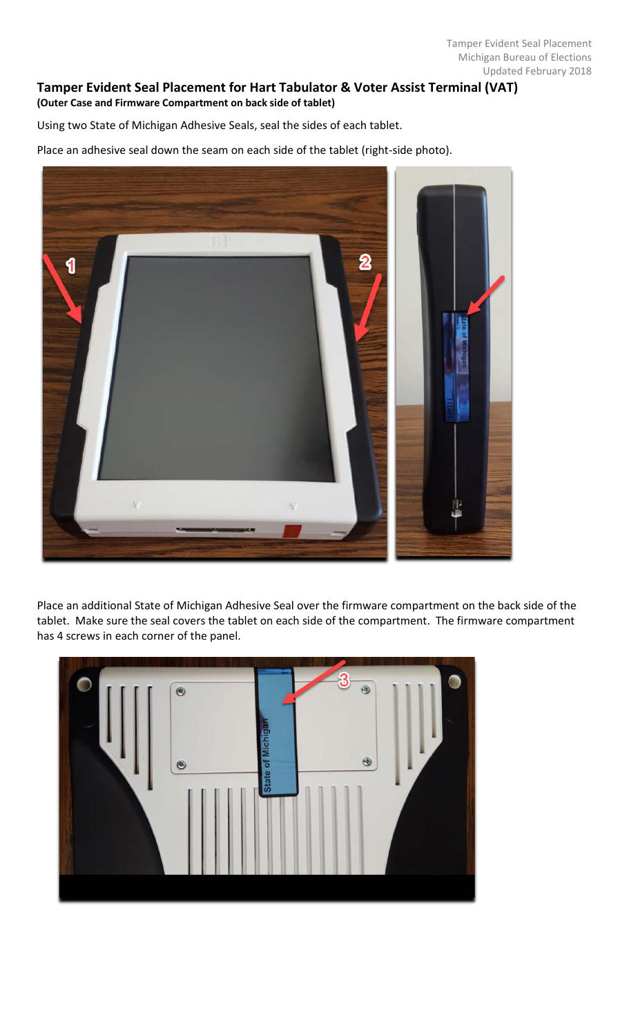## Tamper Evident Seal Placement for Hart Tabulator & Voter Assist Terminal (VAT)

**(Outer Case and Firmware Compartment on back side of tablet)**

Using two State of Michigan Adhesive Seals, seal the sides of each tablet.

Place an adhesive seal down the seam on each side of the tablet (right-side photo).

Place an additional State of Michigan Adhesive Seal over the firmware compartment on the back side of the tablet. Make sure the seal covers the tablet on each side of the compartment. The firmware compartment has 4 screws in each corner of the panel.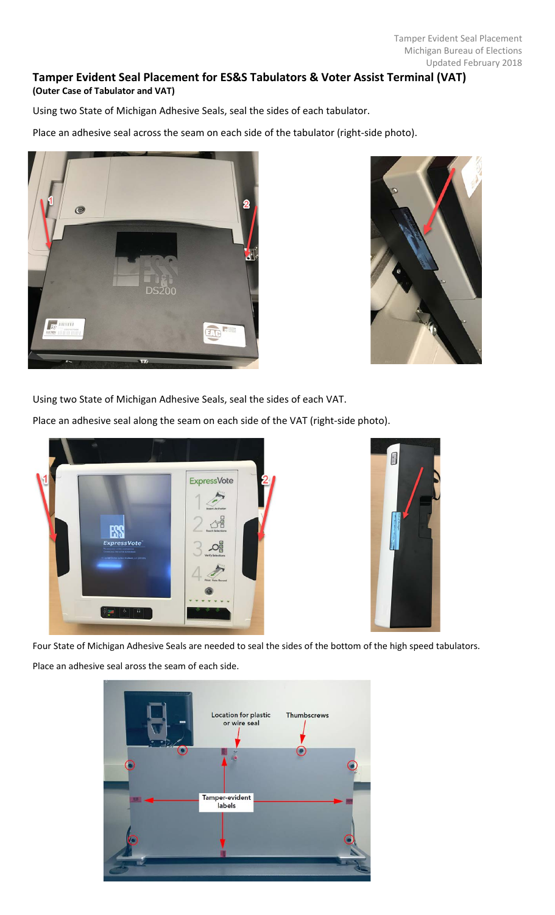## Tamper Evident Seal Placement for ES&S Tabulators & Voter Assist Terminal (VAT)

**(Outer Case of Tabulator and VAT)**

Using two State of Michigan Adhesive Seals, seal the sides of each tabulator.

Place an adhesive seal across the seam on each side of the tabulator (right-side photo).

Using two State of Michigan Adhesive Seals, seal the sides of each VAT.

Place an adhesive seal along the seam on each side of the VAT (right-side photo).

Four State of Michigan Adhesive Seals are needed to seal the sides of the bottom of the high speed tabulators.

Place an adhesive seal aross the seam of each side.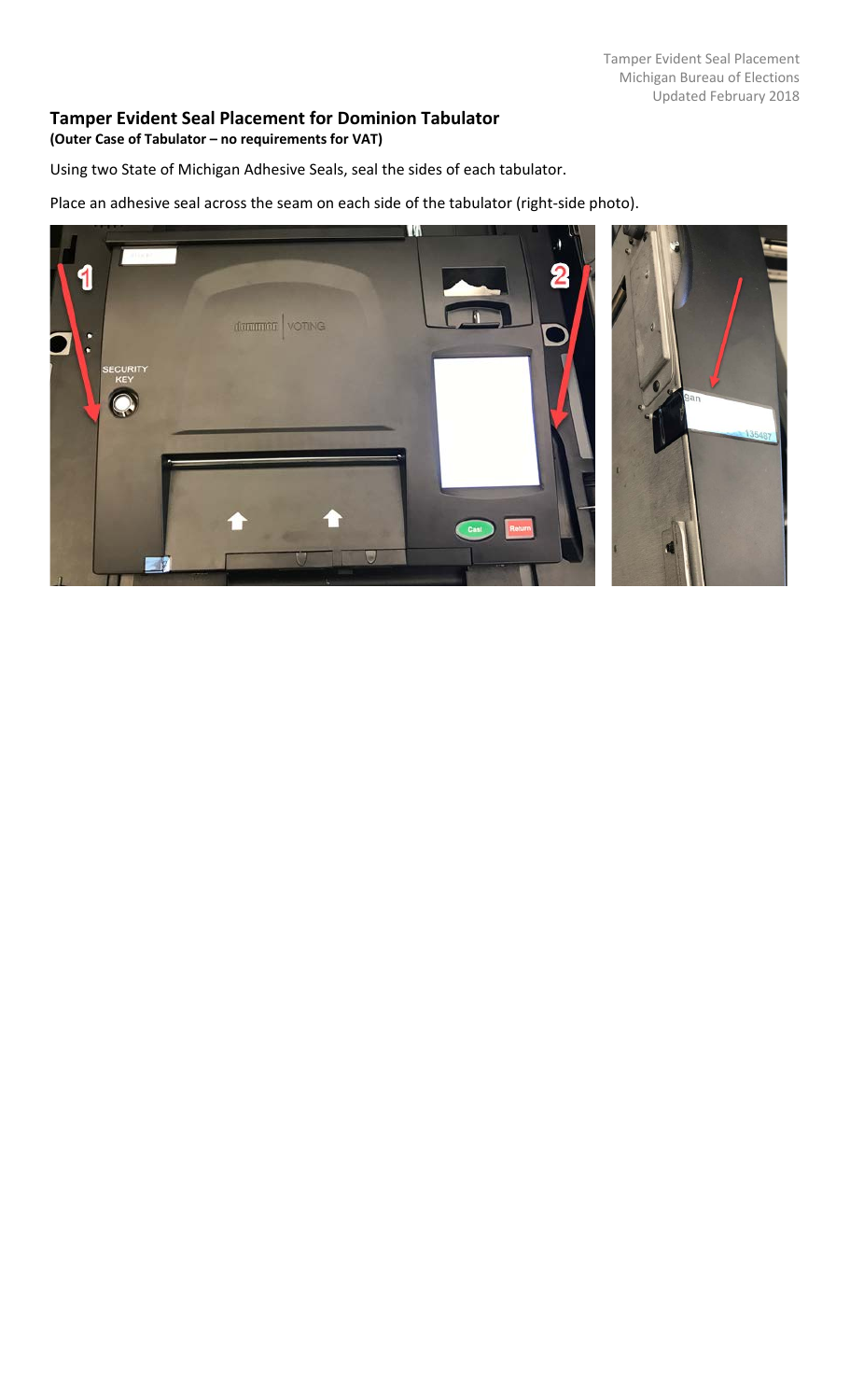## Tamper Evident Seal Placement for Dominion Tabulator

**(Outer Case of Tabulator – no requirements for VAT)**

Using two State of Michigan Adhesive Seals, seal the sides of each tabulator.

Place an adhesive seal across the seam on each side of the tabulator (right-side photo).